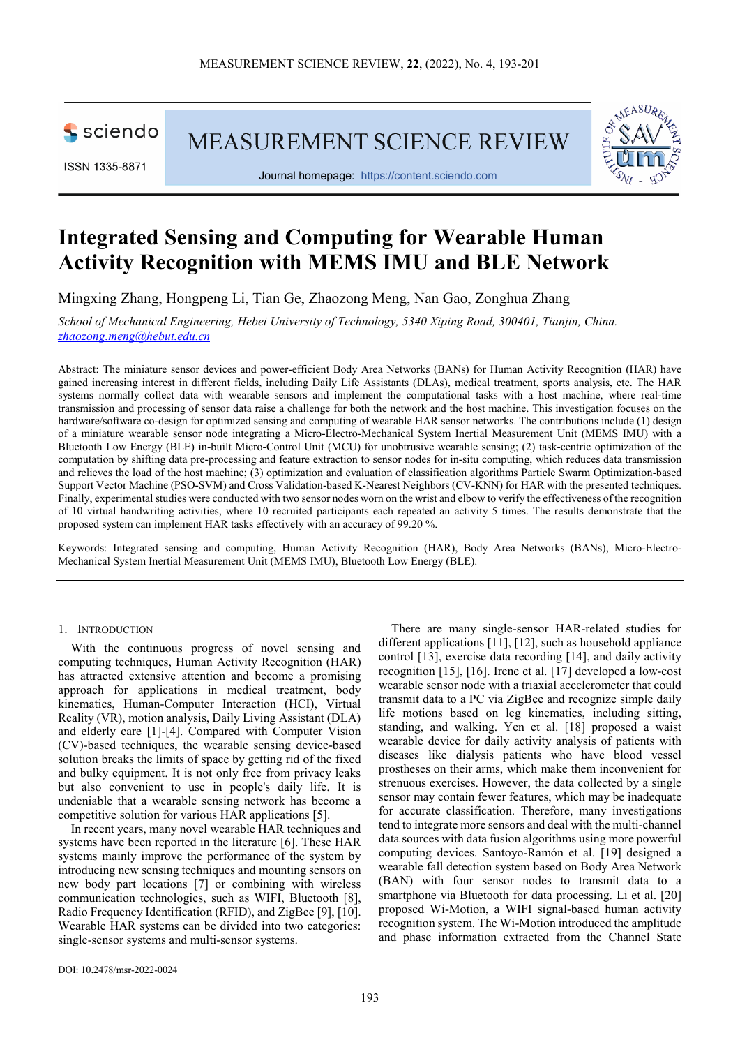# Integrated Sensing and Computing for Wearable Human Activity Recognition with MEMS IMU and BLE Network

Mingxing Zhang, Hongpeng Li, Tian Ge, Zhaozong Meng, Nan Gao, Zonghua Zhang

*School of Mechanical Engineering, Hebei University of Technology, 5340 Xiping Road, 300401, Tianjin, China.*
zhaozong.meng@hebut.edu.cn

Abstract: The miniature sensor devices and power-efficient Body Area Networks (BANs) for Human Activity Recognition (HAR) have gained increasing interest in different fields, including Daily Life Assistants (DLAs), medical treatment, sports analysis, etc. The HAR systems normally collect data with wearable sensors and implement the computational tasks with a host machine, where real-time transmission and processing of sensor data raise a challenge for both the network and the host machine. This investigation focuses on the hardware/software co-design for optimized sensing and computing of wearable HAR sensor networks. The contributions include (1) design of a miniature wearable sensor node integrating a Micro-Electro-Mechanical System Inertial Measurement Unit (MEMS IMU) with a Bluetooth Low Energy (BLE) in-built Micro-Control Unit (MCU) for unobtrusive wearable sensing; (2) task-centric optimization of the computation by shifting data pre-processing and feature extraction to sensor nodes for in-situ computing, which reduces data transmission and relieves the load of the host machine; (3) optimization and evaluation of classification algorithms Particle Swarm Optimization-based Support Vector Machine (PSO-SVM) and Cross Validation-based K-Nearest Neighbors (CV-KNN) for HAR with the presented techniques. Finally, experimental studies were conducted with two sensor nodes worn on the wrist and elbow to verify the effectiveness of the recognition of 10 virtual handwriting activities, where 10 recruited participants each repeated an activity 5 times. The results demonstrate that the proposed system can implement HAR tasks effectively with an accuracy of 99.20 %.

Keywords: Integrated sensing and computing, Human Activity Recognition (HAR), Body Area Networks (BANs), Micro-Electro-Mechanical System Inertial Measurement Unit (MEMS IMU), Bluetooth Low Energy (BLE).

## 1. Introduction

With the continuous progress of novel sensing and computing techniques, Human Activity Recognition (HAR) has attracted extensive attention and become a promising approach for applications in medical treatment, body kinematics, Human-Computer Interaction (HCI), Virtual Reality (VR), motion analysis, Daily Living Assistant (DLA) and elderly care [1]-[4]. Compared with Computer Vision (CV)-based techniques, the wearable sensing device-based solution breaks the limits of space by getting rid of the fixed and bulky equipment. It is not only free from privacy leaks but also convenient to use in people's daily life. It is undeniable that a wearable sensing network has become a competitive solution for various HAR applications [5].

In recent years, many novel wearable HAR techniques and systems have been reported in the literature [6]. These HAR systems mainly improve the performance of the system by introducing new sensing techniques and mounting sensors on new body part locations [7] or combining with wireless communication technologies, such as WIFI, Bluetooth [8], Radio Frequency Identification (RFID), and ZigBee [9], [10]. Wearable HAR systems can be divided into two categories: single-sensor systems and multi-sensor systems.

There are many single-sensor HAR-related studies for different applications [11], [12], such as household appliance control [13], exercise data recording [14], and daily activity recognition [15], [16]. Irene et al. [17] developed a low-cost wearable sensor node with a triaxial accelerometer that could transmit data to a PC via ZigBee and recognize simple daily life motions based on leg kinematics, including sitting, standing, and walking. Yen et al. [18] proposed a waist wearable device for daily activity analysis of patients with diseases like dialysis patients who have blood vessel prostheses on their arms, which make them inconvenient for strenuous exercises. However, the data collected by a single sensor may contain fewer features, which may be inadequate for accurate classification. Therefore, many investigations tend to integrate more sensors and deal with the multi-channel data sources with data fusion algorithms using more powerful computing devices. Santoyo-Ramón et al. [19] designed a wearable fall detection system based on Body Area Network (BAN) with four sensor nodes to transmit data to a smartphone via Bluetooth for data processing. Li et al. [20] proposed Wi-Motion, a WIFI signal-based human activity recognition system. The Wi-Motion introduced the amplitude and phase information extracted from the Channel State

DOI: 10.2478/msr-2022-0024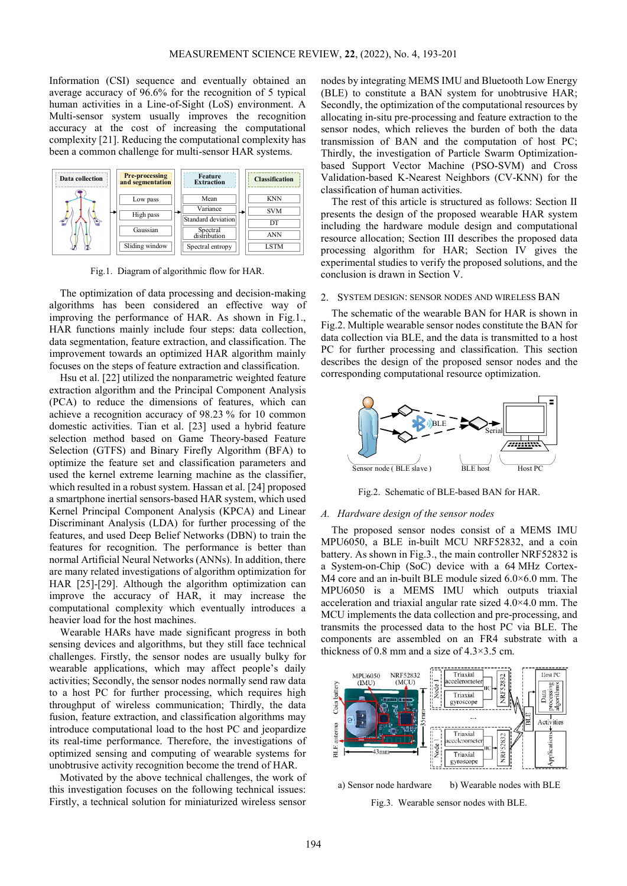Information (CSI) sequence and eventually obtained an average accuracy of 96.6% for the recognition of 5 typical human activities in a Line-of-Sight (LoS) environment. A Multi-sensor system usually improves the recognition accuracy at the cost of increasing the computational complexity [21]. Reducing the computational complexity has been a common challenge for multi-sensor HAR systems.

Fig.1. Diagram of algorithmic flow for HAR.

The optimization of data processing and decision-making algorithms has been considered an effective way of improving the performance of HAR. As shown in Fig.1., HAR functions mainly include four steps: data collection, data segmentation, feature extraction, and classification. The improvement towards an optimized HAR algorithm mainly focuses on the steps of feature extraction and classification.

Hsu et al. [22] utilized the nonparametric weighted feature extraction algorithm and the Principal Component Analysis (PCA) to reduce the dimensions of features, which can achieve a recognition accuracy of 98.23 % for 10 common domestic activities. Tian et al. [23] used a hybrid feature selection method based on Game Theory-based Feature Selection (GTFS) and Binary Firefly Algorithm (BFA) to optimize the feature set and classification parameters and used the kernel extreme learning machine as the classifier, which resulted in a robust system. Hassan et al. [24] proposed a smartphone inertial sensors-based HAR system, which used Kernel Principal Component Analysis (KPCA) and Linear Discriminant Analysis (LDA) for further processing of the features, and used Deep Belief Networks (DBN) to train the features for recognition. The performance is better than normal Artificial Neural Networks (ANNs). In addition, there are many related investigations of algorithm optimization for HAR [25]-[29]. Although the algorithm optimization can improve the accuracy of HAR, it may increase the computational complexity which eventually introduces a heavier load for the host machines.

Wearable HARs have made significant progress in both sensing devices and algorithms, but they still face technical challenges. Firstly, the sensor nodes are usually bulky for wearable applications, which may affect people's daily activities; Secondly, the sensor nodes normally send raw data to a host PC for further processing, which requires high throughput of wireless communication; Thirdly, the data fusion, feature extraction, and classification algorithms may introduce computational load to the host PC and jeopardize its real-time performance. Therefore, the investigations of optimized sensing and computing of wearable systems for unobtrusive activity recognition become the trend of HAR.

Motivated by the above technical challenges, the work of this investigation focuses on the following technical issues: Firstly, a technical solution for miniaturized wireless sensor nodes by integrating MEMS IMU and Bluetooth Low Energy (BLE) to constitute a BAN system for unobtrusive HAR; Secondly, the optimization of the computational resources by allocating in-situ pre-processing and feature extraction to the sensor nodes, which relieves the burden of both the data transmission of BAN and the computation of host PC; Thirdly, the investigation of Particle Swarm Optimization-based Support Vector Machine (PSO-SVM) and Cross Validation-based K-Nearest Neighbors (CV-KNN) for the classification of human activities.

The rest of this article is structured as follows: Section II presents the design of the proposed wearable HAR system including the hardware module design and computational resource allocation; Section III describes the proposed data processing algorithm for HAR; Section IV gives the experimental studies to verify the proposed solutions, and the conclusion is drawn in Section V.

## 2. System design: sensor nodes and wireless BAN

The schematic of the wearable BAN for HAR is shown in Fig.2. Multiple wearable sensor nodes constitute the BAN for data collection via BLE, and the data is transmitted to a host PC for further processing and classification. This section describes the design of the proposed sensor nodes and the corresponding computational resource optimization.

Fig.2. Schematic of BLE-based BAN for HAR.

### *A. Hardware design of the sensor nodes*

The proposed sensor nodes consist of a MEMS IMU MPU6050, a BLE in-built MCU NRF52832, and a coin battery. As shown in Fig.3., the main controller NRF52832 is a System-on-Chip (SoC) device with a 64 MHz Cortex-M4 core and an in-built BLE module sized 6.0×6.0 mm. The MPU6050 is a MEMS IMU which outputs triaxial acceleration and triaxial angular rate sized 4.0×4.0 mm. The MCU implements the data collection and pre-processing, and transmits the processed data to the host PC via BLE. The components are assembled on an FR4 substrate with a thickness of 0.8 mm and a size of 4.3×3.5 cm.

a) Sensor node hardware b) Wearable nodes with BLE

Fig.3. Wearable sensor nodes with BLE.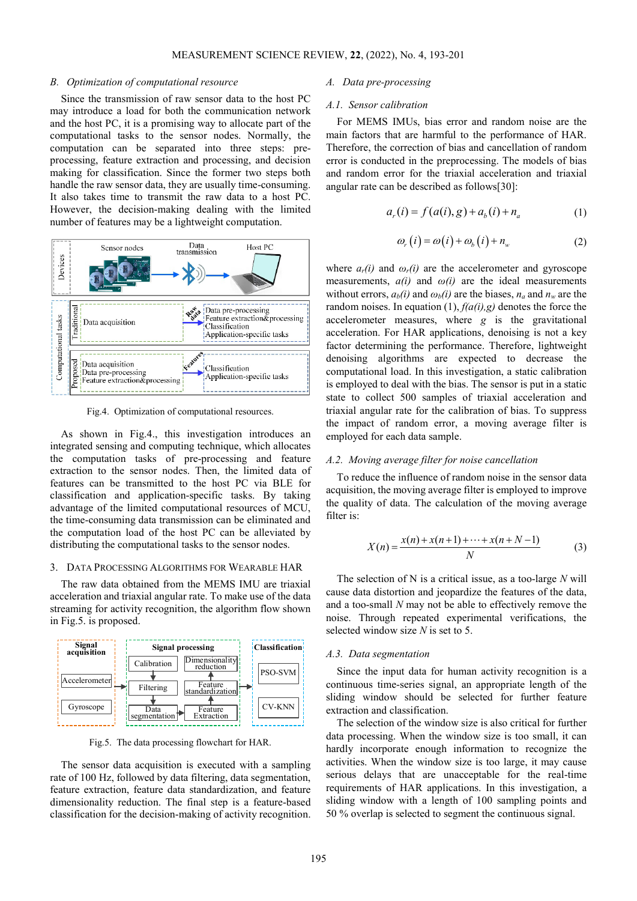### B. Optimization of computational resource

Since the transmission of raw sensor data to the host PC may introduce a load for both the communication network and the host PC, it is a promising way to allocate part of the computational tasks to the sensor nodes. Normally, the computation can be separated into three steps: pre-processing, feature extraction and processing, and decision making for classification. Since the former two steps both handle the raw sensor data, they are usually time-consuming. It also takes time to transmit the raw data to a host PC. However, the decision-making dealing with the limited number of features may be a lightweight computation.

Fig.4. Optimization of computational resources.

As shown in Fig.4., this investigation introduces an integrated sensing and computing technique, which allocates the computation tasks of pre-processing and feature extraction to the sensor nodes. Then, the limited data of features can be transmitted to the host PC via BLE for classification and application-specific tasks. By taking advantage of the limited computational resources of MCU, the time-consuming data transmission can be eliminated and the computation load of the host PC can be alleviated by distributing the computational tasks to the sensor nodes.

## 3. Data Processing Algorithms for Wearable HAR

The raw data obtained from the MEMS IMU are triaxial acceleration and triaxial angular rate. To make use of the data streaming for activity recognition, the algorithm flow shown in Fig.5. is proposed.

Fig.5. The data processing flowchart for HAR.

The sensor data acquisition is executed with a sampling rate of 100 Hz, followed by data filtering, data segmentation, feature extraction, feature data standardization, and feature dimensionality reduction. The final step is a feature-based classification for the decision-making of activity recognition.

### A. Data pre-processing

#### A.1. Sensor calibration

For MEMS IMUs, bias error and random noise are the main factors that are harmful to the performance of HAR. Therefore, the correction of bias and cancellation of random error is conducted in the preprocessing. The models of bias and random error for the triaxial acceleration and triaxial angular rate can be described as follows[30]:

$$a_r(i) = f(a(i), g) + a_b(i) + n_a \tag{1}$$

$$\omega_r(i) = \omega(i) + \omega_b(i) + n_w \tag{2}$$

where $a_r(i)$ and $\omega_r(i)$ are the accelerometer and gyroscope measurements, $a(i)$ and $\omega(i)$ are the ideal measurements without errors, $a_b(i)$ and $\omega_b(i)$ are the biases, $n_a$ and $n_w$ are the random noises. In equation (1), $f(a(i),g)$ denotes the force the accelerometer measures, where $g$ is the gravitational acceleration. For HAR applications, denoising is not a key factor determining the performance. Therefore, lightweight denoising algorithms are expected to decrease the computational load. In this investigation, a static calibration is employed to deal with the bias. The sensor is put in a static state to collect 500 samples of triaxial acceleration and triaxial angular rate for the calibration of bias. To suppress the impact of random error, a moving average filter is employed for each data sample.

#### A.2. Moving average filter for noise cancellation

To reduce the influence of random noise in the sensor data acquisition, the moving average filter is employed to improve the quality of data. The calculation of the moving average filter is:

$$X(n) = \frac{x(n) + x(n+1) + \cdots + x(n+N-1)}{N} \tag{3}$$

The selection of N is a critical issue, as a too-large $N$ will cause data distortion and jeopardize the features of the data, and a too-small $N$ may not be able to effectively remove the noise. Through repeated experimental verifications, the selected window size $N$ is set to 5.

#### A.3. Data segmentation

Since the input data for human activity recognition is a continuous time-series signal, an appropriate length of the sliding window should be selected for further feature extraction and classification.

The selection of the window size is also critical for further data processing. When the window size is too small, it can hardly incorporate enough information to recognize the activities. When the window size is too large, it may cause serious delays that are unacceptable for the real-time requirements of HAR applications. In this investigation, a sliding window with a length of 100 sampling points and 50 % overlap is selected to segment the continuous signal.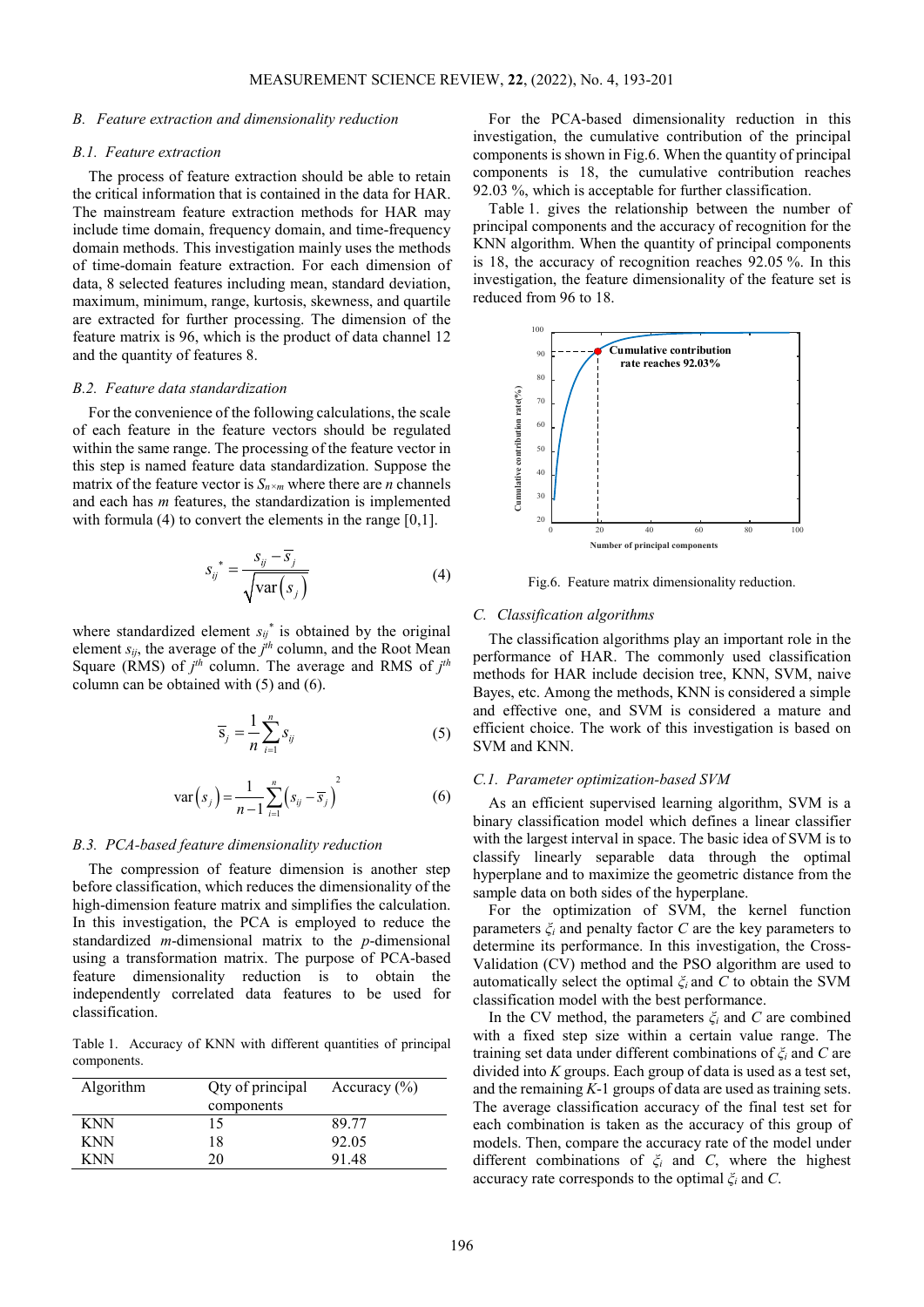### *B. Feature extraction and dimensionality reduction*

#### *B.1. Feature extraction*

The process of feature extraction should be able to retain the critical information that is contained in the data for HAR. The mainstream feature extraction methods for HAR may include time domain, frequency domain, and time-frequency domain methods. This investigation mainly uses the methods of time-domain feature extraction. For each dimension of data, 8 selected features including mean, standard deviation, maximum, minimum, range, kurtosis, skewness, and quartile are extracted for further processing. The dimension of the feature matrix is 96, which is the product of data channel 12 and the quantity of features 8.

#### *B.2. Feature data standardization*

For the convenience of the following calculations, the scale of each feature in the feature vectors should be regulated within the same range. The processing of the feature vector in this step is named feature data standardization. Suppose the matrix of the feature vector is $S_{n\times m}$ where there are $n$ channels and each has $m$ features, the standardization is implemented with formula (4) to convert the elements in the range [0,1].

$$s_{ij}^{\ *} = \frac{s_{ij} - \overline{s}_j}{\sqrt{\mathrm{var}\left(s_j\right)}} \tag{4}$$

where standardized element $s_{ij}^{\ *}$ is obtained by the original element $s_{ij}$, the average of the $j^{th}$ column, and the Root Mean Square (RMS) of $j^{th}$ column. The average and RMS of $j^{th}$ column can be obtained with (5) and (6).

$$\overline{s}_j = \frac{1}{n}\sum_{i=1}^{n} s_{ij} \tag{5}$$

$$\mathrm{var}\left(s_j\right) = \frac{1}{n-1}\sum_{i=1}^{n}\left(s_{ij} - \overline{s}_j\right)^2 \tag{6}$$

#### *B.3. PCA-based feature dimensionality reduction*

The compression of feature dimension is another step before classification, which reduces the dimensionality of the high-dimension feature matrix and simplifies the calculation. In this investigation, the PCA is employed to reduce the standardized $m$-dimensional matrix to the $p$-dimensional using a transformation matrix. The purpose of PCA-based feature dimensionality reduction is to obtain the independently correlated data features to be used for classification.

Table 1. Accuracy of KNN with different quantities of principal components.

| Algorithm | Qty of principal components | Accuracy (%) |
|---|---|---|
| KNN | 15 | 89.77 |
| KNN | 18 | 92.05 |
| KNN | 20 | 91.48 |

For the PCA-based dimensionality reduction in this investigation, the cumulative contribution of the principal components is shown in Fig.6. When the quantity of principal components is 18, the cumulative contribution reaches 92.03 %, which is acceptable for further classification.

Table 1. gives the relationship between the number of principal components and the accuracy of recognition for the KNN algorithm. When the quantity of principal components is 18, the accuracy of recognition reaches 92.05 %. In this investigation, the feature dimensionality of the feature set is reduced from 96 to 18.

Fig.6. Feature matrix dimensionality reduction.

### *C. Classification algorithms*

The classification algorithms play an important role in the performance of HAR. The commonly used classification methods for HAR include decision tree, KNN, SVM, naive Bayes, etc. Among the methods, KNN is considered a simple and effective one, and SVM is considered a mature and efficient choice. The work of this investigation is based on SVM and KNN.

#### *C.1. Parameter optimization-based SVM*

As an efficient supervised learning algorithm, SVM is a binary classification model which defines a linear classifier with the largest interval in space. The basic idea of SVM is to classify linearly separable data through the optimal hyperplane and to maximize the geometric distance from the sample data on both sides of the hyperplane.

For the optimization of SVM, the kernel function parameters $\xi_i$ and penalty factor $C$ are the key parameters to determine its performance. In this investigation, the Cross-Validation (CV) method and the PSO algorithm are used to automatically select the optimal $\xi_i$ and $C$ to obtain the SVM classification model with the best performance.

In the CV method, the parameters $\xi_i$ and $C$ are combined with a fixed step size within a certain value range. The training set data under different combinations of $\xi_i$ and $C$ are divided into $K$ groups. Each group of data is used as a test set, and the remaining $K$-1 groups of data are used as training sets. The average classification accuracy of the final test set for each combination is taken as the accuracy of this group of models. Then, compare the accuracy rate of the model under different combinations of $\xi_i$ and $C$, where the highest accuracy rate corresponds to the optimal $\xi_i$ and $C$.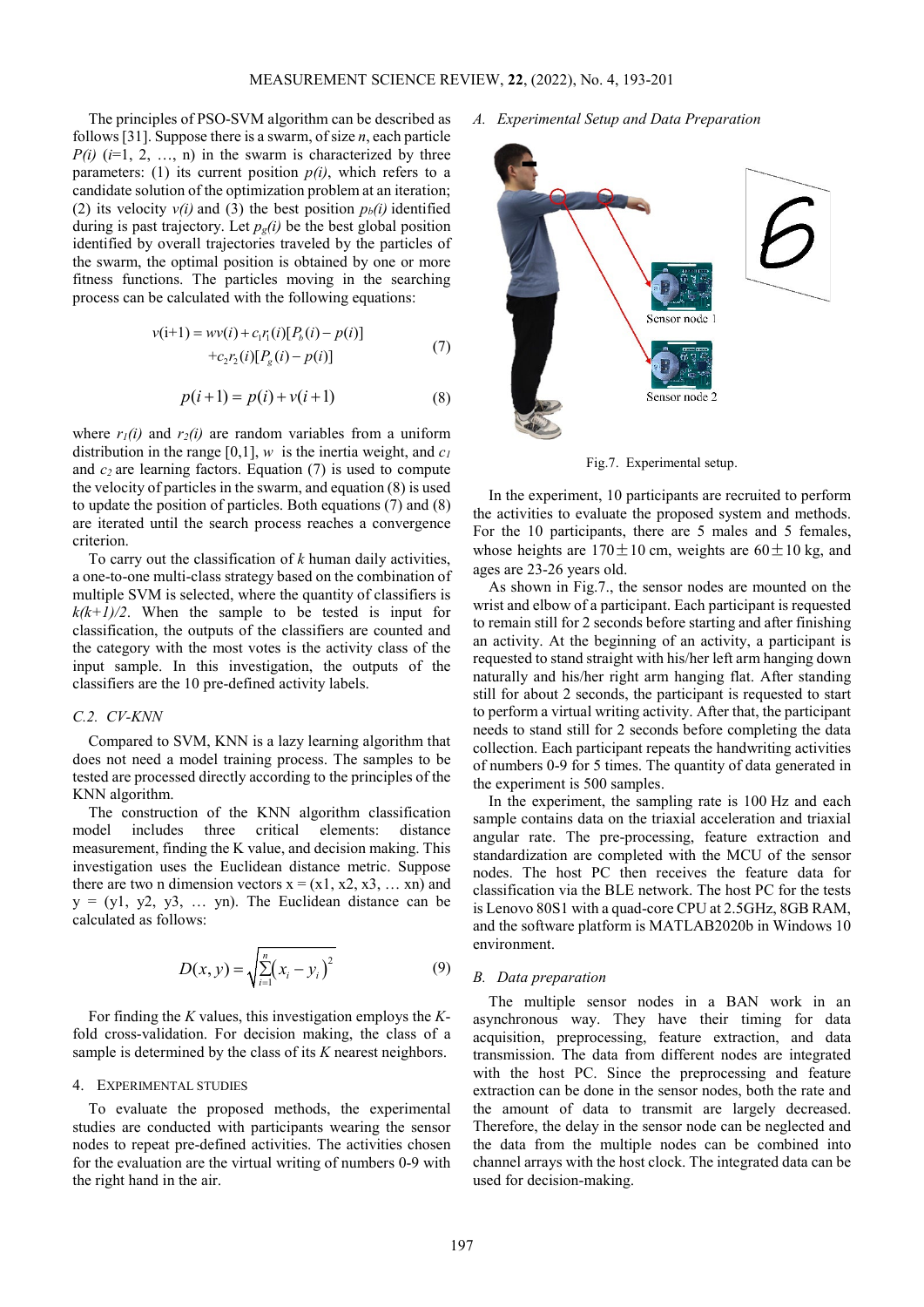The principles of PSO-SVM algorithm can be described as follows [31]. Suppose there is a swarm, of size $n$, each particle $P(i)$ ($i$=1, 2, …, n) in the swarm is characterized by three parameters: (1) its current position $p(i)$, which refers to a candidate solution of the optimization problem at an iteration; (2) its velocity $v(i)$ and (3) the best position $p_b(i)$ identified during is past trajectory. Let $p_g(i)$ be the best global position identified by overall trajectories traveled by the particles of the swarm, the optimal position is obtained by one or more fitness functions. The particles moving in the searching process can be calculated with the following equations:

$$v(i+1) = wv(i) + c_1 r_1(i)[P_b(i) - p(i)] + c_2 r_2(i)[P_g(i) - p(i)] \tag{7}$$

$$p(i+1) = p(i) + v(i+1) \tag{8}$$

where $r_1(i)$ and $r_2(i)$ are random variables from a uniform distribution in the range [0,1], $w$ is the inertia weight, and $c_1$ and $c_2$ are learning factors. Equation (7) is used to compute the velocity of particles in the swarm, and equation (8) is used to update the position of particles. Both equations (7) and (8) are iterated until the search process reaches a convergence criterion.

To carry out the classification of $k$ human daily activities, a one-to-one multi-class strategy based on the combination of multiple SVM is selected, where the quantity of classifiers is $k(k+1)/2$. When the sample to be tested is input for classification, the outputs of the classifiers are counted and the category with the most votes is the activity class of the input sample. In this investigation, the outputs of the classifiers are the 10 pre-defined activity labels.

#### C.2. CV-KNN

Compared to SVM, KNN is a lazy learning algorithm that does not need a model training process. The samples to be tested are processed directly according to the principles of the KNN algorithm.

The construction of the KNN algorithm classification model includes three critical elements: distance measurement, finding the K value, and decision making. This investigation uses the Euclidean distance metric. Suppose there are two n dimension vectors x = (x1, x2, x3, … xn) and y = (y1, y2, y3, … yn). The Euclidean distance can be calculated as follows:

$$D(x, y) = \sqrt{\sum_{i=1}^{n} (x_i - y_i)^2} \tag{9}$$

For finding the $K$ values, this investigation employs the $K$-fold cross-validation. For decision making, the class of a sample is determined by the class of its $K$ nearest neighbors.

## 4. Experimental Studies

To evaluate the proposed methods, the experimental studies are conducted with participants wearing the sensor nodes to repeat pre-defined activities. The activities chosen for the evaluation are the virtual writing of numbers 0-9 with the right hand in the air.

### A. Experimental Setup and Data Preparation

Sensor node 1

Sensor node 2

Fig.7. Experimental setup.

In the experiment, 10 participants are recruited to perform the activities to evaluate the proposed system and methods. For the 10 participants, there are 5 males and 5 females, whose heights are 170±10 cm, weights are 60±10 kg, and ages are 23-26 years old.

As shown in Fig.7., the sensor nodes are mounted on the wrist and elbow of a participant. Each participant is requested to remain still for 2 seconds before starting and after finishing an activity. At the beginning of an activity, a participant is requested to stand straight with his/her left arm hanging down naturally and his/her right arm hanging flat. After standing still for about 2 seconds, the participant is requested to start to perform a virtual writing activity. After that, the participant needs to stand still for 2 seconds before completing the data collection. Each participant repeats the handwriting activities of numbers 0-9 for 5 times. The quantity of data generated in the experiment is 500 samples.

In the experiment, the sampling rate is 100 Hz and each sample contains data on the triaxial acceleration and triaxial angular rate. The pre-processing, feature extraction and standardization are completed with the MCU of the sensor nodes. The host PC then receives the feature data for classification via the BLE network. The host PC for the tests is Lenovo 80S1 with a quad-core CPU at 2.5GHz, 8GB RAM, and the software platform is MATLAB2020b in Windows 10 environment.

### B. Data preparation

The multiple sensor nodes in a BAN work in an asynchronous way. They have their timing for data acquisition, preprocessing, feature extraction, and data transmission. The data from different nodes are integrated with the host PC. Since the preprocessing and feature extraction can be done in the sensor nodes, both the rate and the amount of data to transmit are largely decreased. Therefore, the delay in the sensor node can be neglected and the data from the multiple nodes can be combined into channel arrays with the host clock. The integrated data can be used for decision-making.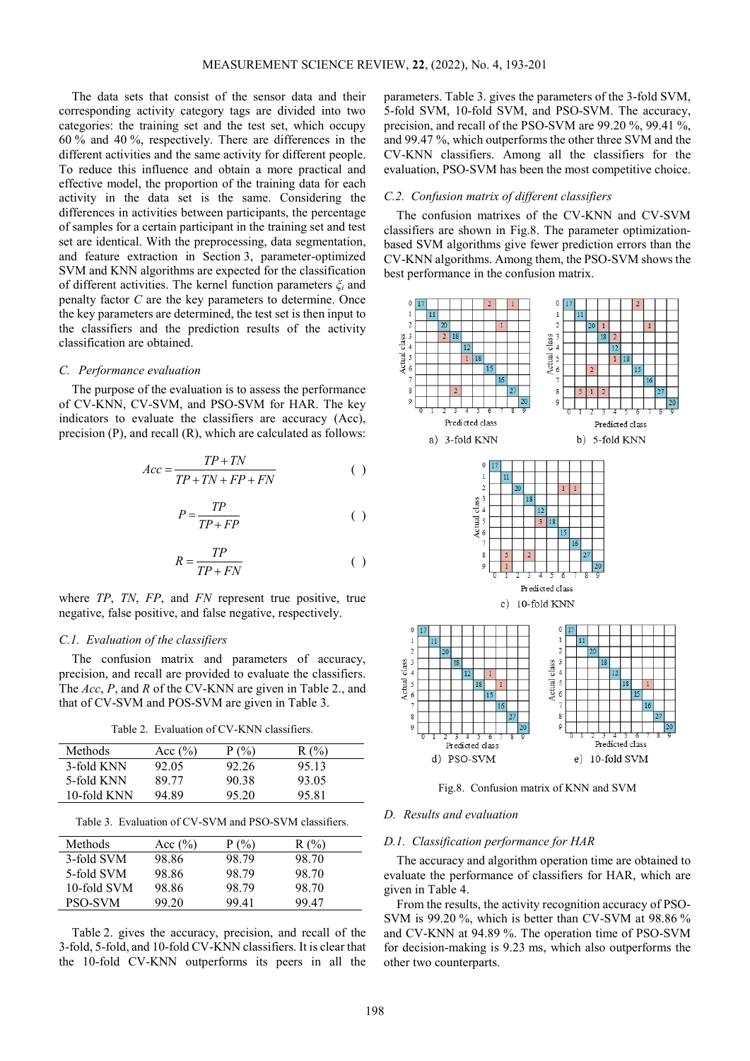The data sets that consist of the sensor data and their corresponding activity category tags are divided into two categories: the training set and the test set, which occupy 60 % and 40 %, respectively. There are differences in the different activities and the same activity for different people. To reduce this influence and obtain a more practical and effective model, the proportion of the training data for each activity in the data set is the same. Considering the differences in activities between participants, the percentage of samples for a certain participant in the training set and test set are identical. With the preprocessing, data segmentation, and feature extraction in Section 3, parameter-optimized SVM and KNN algorithms are expected for the classification of different activities. The kernel function parameters $\xi_i$ and penalty factor $C$ are the key parameters to determine. Once the key parameters are determined, the test set is then input to the classifiers and the prediction results of the activity classification are obtained.

### C. Performance evaluation

The purpose of the evaluation is to assess the performance of CV-KNN, CV-SVM, and PSO-SVM for HAR. The key indicators to evaluate the classifiers are accuracy (Acc), precision (P), and recall (R), which are calculated as follows:

$$Acc = \frac{TP + TN}{TP + TN + FP + FN} \quad ( )$$

$$P = \frac{TP}{TP + FP} \quad ( )$$

$$R = \frac{TP}{TP + FN} \quad ( )$$

where $TP$, $TN$, $FP$, and $FN$ represent true positive, true negative, false positive, and false negative, respectively.

#### C.1. Evaluation of the classifiers

The confusion matrix and parameters of accuracy, precision, and recall are provided to evaluate the classifiers. The $Acc$, $P$, and $R$ of the CV-KNN are given in Table 2., and that of CV-SVM and POS-SVM are given in Table 3.

Table 2. Evaluation of CV-KNN classifiers.

| Methods | Acc (%) | P (%) | R (%) |
|---|---|---|---|
| 3-fold KNN | 92.05 | 92.26 | 95.13 |
| 5-fold KNN | 89.77 | 90.38 | 93.05 |
| 10-fold KNN | 94.89 | 95.20 | 95.81 |

Table 3. Evaluation of CV-SVM and PSO-SVM classifiers.

| Methods | Acc (%) | P (%) | R (%) |
|---|---|---|---|
| 3-fold SVM | 98.86 | 98.79 | 98.70 |
| 5-fold SVM | 98.86 | 98.79 | 98.70 |
| 10-fold SVM | 98.86 | 98.79 | 98.70 |
| PSO-SVM | 99.20 | 99.41 | 99.47 |

Table 2. gives the accuracy, precision, and recall of the 3-fold, 5-fold, and 10-fold CV-KNN classifiers. It is clear that the 10-fold CV-KNN outperforms its peers in all the parameters. Table 3. gives the parameters of the 3-fold SVM, 5-fold SVM, 10-fold SVM, and PSO-SVM. The accuracy, precision, and recall of the PSO-SVM are 99.20 %, 99.41 %, and 99.47 %, which outperforms the other three SVM and the CV-KNN classifiers. Among all the classifiers for the evaluation, PSO-SVM has been the most competitive choice.

#### C.2. Confusion matrix of different classifiers

The confusion matrixes of the CV-KNN and CV-SVM classifiers are shown in Fig.8. The parameter optimization-based SVM algorithms give fewer prediction errors than the CV-KNN algorithms. Among them, the PSO-SVM shows the best performance in the confusion matrix.

a) 3-fold KNN  b) 5-fold KNN  c) 10-fold KNN  d) PSO-SVM  e) 10-fold SVM

Fig.8. Confusion matrix of KNN and SVM

### D. Results and evaluation

#### D.1. Classification performance for HAR

The accuracy and algorithm operation time are obtained to evaluate the performance of classifiers for HAR, which are given in Table 4.

From the results, the activity recognition accuracy of PSO-SVM is 99.20 %, which is better than CV-SVM at 98.86 % and CV-KNN at 94.89 %. The operation time of PSO-SVM for decision-making is 9.23 ms, which also outperforms the other two counterparts.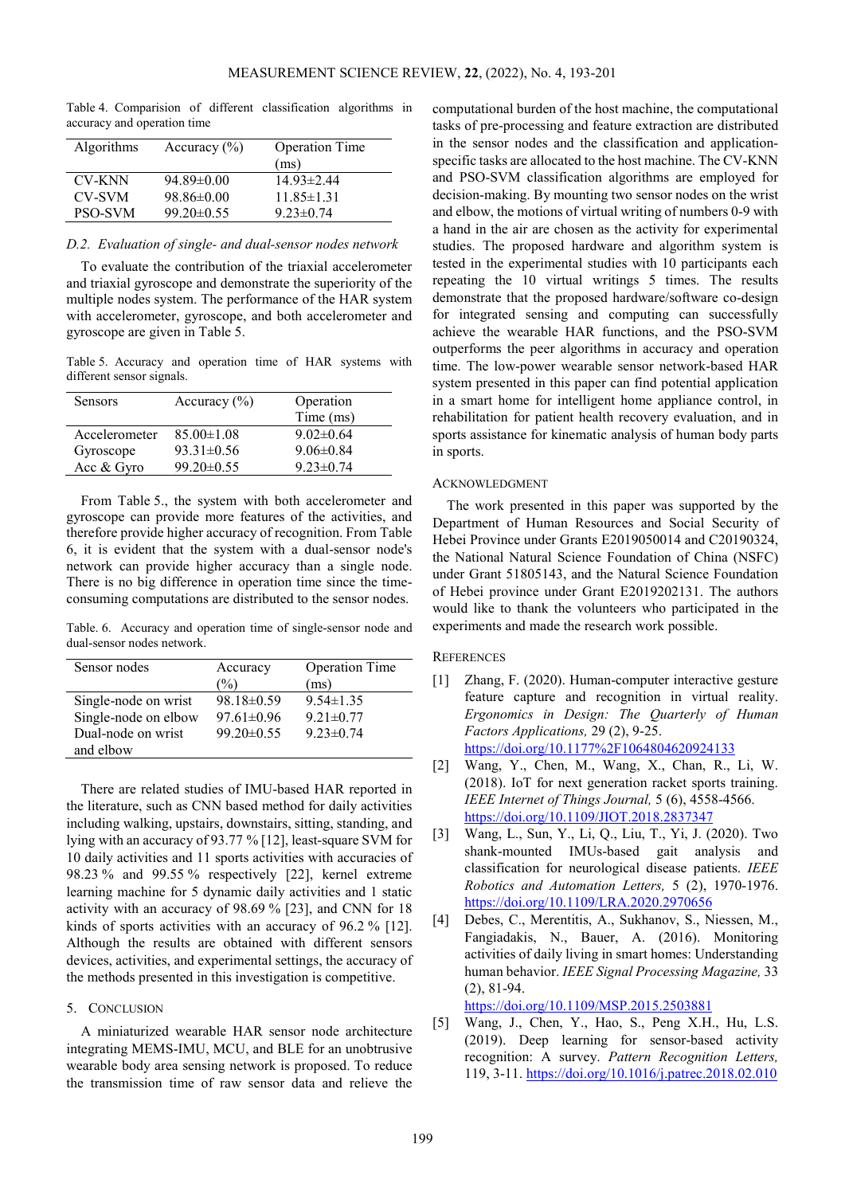Table 4. Comparision of different classification algorithms in accuracy and operation time

| Algorithms | Accuracy (%) | Operation Time (ms) |
|---|---|---|
| CV-KNN | 94.89±0.00 | 14.93±2.44 |
| CV-SVM | 98.86±0.00 | 11.85±1.31 |
| PSO-SVM | 99.20±0.55 | 9.23±0.74 |

### *D.2. Evaluation of single- and dual-sensor nodes network*

To evaluate the contribution of the triaxial accelerometer and triaxial gyroscope and demonstrate the superiority of the multiple nodes system. The performance of the HAR system with accelerometer, gyroscope, and both accelerometer and gyroscope are given in Table 5.

Table 5. Accuracy and operation time of HAR systems with different sensor signals.

| Sensors | Accuracy (%) | Operation Time (ms) |
|---|---|---|
| Accelerometer | 85.00±1.08 | 9.02±0.64 |
| Gyroscope | 93.31±0.56 | 9.06±0.84 |
| Acc & Gyro | 99.20±0.55 | 9.23±0.74 |

From Table 5., the system with both accelerometer and gyroscope can provide more features of the activities, and therefore provide higher accuracy of recognition. From Table 6, it is evident that the system with a dual-sensor node's network can provide higher accuracy than a single node. There is no big difference in operation time since the time-consuming computations are distributed to the sensor nodes.

Table. 6. Accuracy and operation time of single-sensor node and dual-sensor nodes network.

| Sensor nodes | Accuracy (%) | Operation Time (ms) |
|---|---|---|
| Single-node on wrist | 98.18±0.59 | 9.54±1.35 |
| Single-node on elbow | 97.61±0.96 | 9.21±0.77 |
| Dual-node on wrist and elbow | 99.20±0.55 | 9.23±0.74 |

There are related studies of IMU-based HAR reported in the literature, such as CNN based method for daily activities including walking, upstairs, downstairs, sitting, standing, and lying with an accuracy of 93.77 % [12], least-square SVM for 10 daily activities and 11 sports activities with accuracies of 98.23 % and 99.55 % respectively [22], kernel extreme learning machine for 5 dynamic daily activities and 1 static activity with an accuracy of 98.69 % [23], and CNN for 18 kinds of sports activities with an accuracy of 96.2 % [12]. Although the results are obtained with different sensors devices, activities, and experimental settings, the accuracy of the methods presented in this investigation is competitive.

## 5. Conclusion

A miniaturized wearable HAR sensor node architecture integrating MEMS-IMU, MCU, and BLE for an unobtrusive wearable body area sensing network is proposed. To reduce the transmission time of raw sensor data and relieve the computational burden of the host machine, the computational tasks of pre-processing and feature extraction are distributed in the sensor nodes and the classification and application-specific tasks are allocated to the host machine. The CV-KNN and PSO-SVM classification algorithms are employed for decision-making. By mounting two sensor nodes on the wrist and elbow, the motions of virtual writing of numbers 0-9 with a hand in the air are chosen as the activity for experimental studies. The proposed hardware and algorithm system is tested in the experimental studies with 10 participants each repeating the 10 virtual writings 5 times. The results demonstrate that the proposed hardware/software co-design for integrated sensing and computing can successfully achieve the wearable HAR functions, and the PSO-SVM outperforms the peer algorithms in accuracy and operation time. The low-power wearable sensor network-based HAR system presented in this paper can find potential application in a smart home for intelligent home appliance control, in rehabilitation for patient health recovery evaluation, and in sports assistance for kinematic analysis of human body parts in sports.

## Acknowledgment

The work presented in this paper was supported by the Department of Human Resources and Social Security of Hebei Province under Grants E2019050014 and C20190324, the National Natural Science Foundation of China (NSFC) under Grant 51805143, and the Natural Science Foundation of Hebei province under Grant E2019202131. The authors would like to thank the volunteers who participated in the experiments and made the research work possible.

## References

[1] Zhang, F. (2020). Human-computer interactive gesture feature capture and recognition in virtual reality. *Ergonomics in Design: The Quarterly of Human Factors Applications,* 29 (2), 9-25. https://doi.org/10.1177%2F1064804620924133

[2] Wang, Y., Chen, M., Wang, X., Chan, R., Li, W. (2018). IoT for next generation racket sports training. *IEEE Internet of Things Journal,* 5 (6), 4558-4566. https://doi.org/10.1109/JIOT.2018.2837347

[3] Wang, L., Sun, Y., Li, Q., Liu, T., Yi, J. (2020). Two shank-mounted IMUs-based gait analysis and classification for neurological disease patients. *IEEE Robotics and Automation Letters,* 5 (2), 1970-1976. https://doi.org/10.1109/LRA.2020.2970656

[4] Debes, C., Merentitis, A., Sukhanov, S., Niessen, M., Fangiadakis, N., Bauer, A. (2016). Monitoring activities of daily living in smart homes: Understanding human behavior. *IEEE Signal Processing Magazine,* 33 (2), 81-94. https://doi.org/10.1109/MSP.2015.2503881

[5] Wang, J., Chen, Y., Hao, S., Peng X.H., Hu, L.S. (2019). Deep learning for sensor-based activity recognition: A survey. *Pattern Recognition Letters,* 119, 3-11. https://doi.org/10.1016/j.patrec.2018.02.010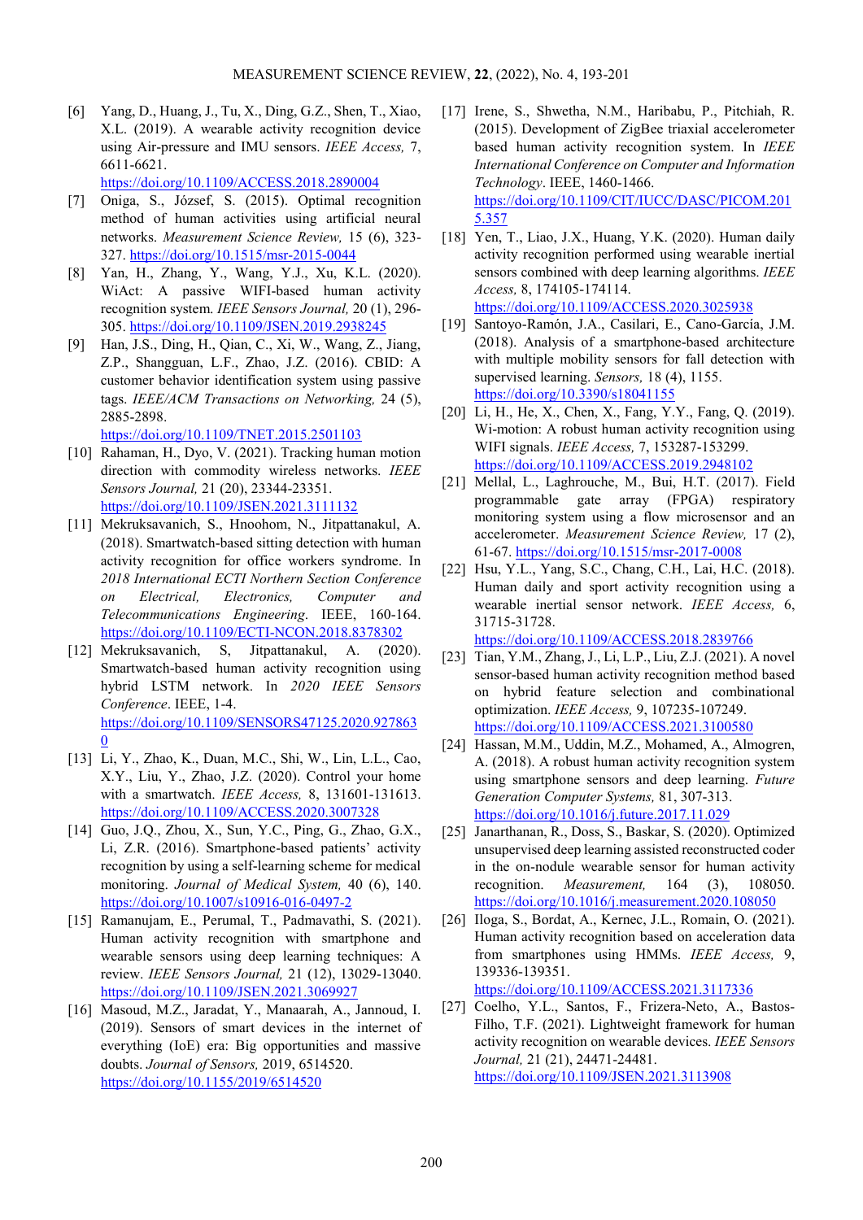[6] Yang, D., Huang, J., Tu, X., Ding, G.Z., Shen, T., Xiao, X.L. (2019). A wearable activity recognition device using Air-pressure and IMU sensors. *IEEE Access,* 7, 6611-6621. https://doi.org/10.1109/ACCESS.2018.2890004

[7] Oniga, S., József, S. (2015). Optimal recognition method of human activities using artificial neural networks. *Measurement Science Review,* 15 (6), 323-327. https://doi.org/10.1515/msr-2015-0044

[8] Yan, H., Zhang, Y., Wang, Y.J., Xu, K.L. (2020). WiAct: A passive WIFI-based human activity recognition system. *IEEE Sensors Journal,* 20 (1), 296-305. https://doi.org/10.1109/JSEN.2019.2938245

[9] Han, J.S., Ding, H., Qian, C., Xi, W., Wang, Z., Jiang, Z.P., Shangguan, L.F., Zhao, J.Z. (2016). CBID: A customer behavior identification system using passive tags. *IEEE/ACM Transactions on Networking,* 24 (5), 2885-2898. https://doi.org/10.1109/TNET.2015.2501103

[10] Rahaman, H., Dyo, V. (2021). Tracking human motion direction with commodity wireless networks. *IEEE Sensors Journal,* 21 (20), 23344-23351. https://doi.org/10.1109/JSEN.2021.3111132

[11] Mekruksavanich, S., Hnoohom, N., Jitpattanakul, A. (2018). Smartwatch-based sitting detection with human activity recognition for office workers syndrome. In *2018 International ECTI Northern Section Conference on Electrical, Electronics, Computer and Telecommunications Engineering*. IEEE, 160-164. https://doi.org/10.1109/ECTI-NCON.2018.8378302

[12] Mekruksavanich, S, Jitpattanakul, A. (2020). Smartwatch-based human activity recognition using hybrid LSTM network. In *2020 IEEE Sensors Conference*. IEEE, 1-4. https://doi.org/10.1109/SENSORS47125.2020.9278630

[13] Li, Y., Zhao, K., Duan, M.C., Shi, W., Lin, L.L., Cao, X.Y., Liu, Y., Zhao, J.Z. (2020). Control your home with a smartwatch. *IEEE Access,* 8, 131601-131613. https://doi.org/10.1109/ACCESS.2020.3007328

[14] Guo, J.Q., Zhou, X., Sun, Y.C., Ping, G., Zhao, G.X., Li, Z.R. (2016). Smartphone-based patients' activity recognition by using a self-learning scheme for medical monitoring. *Journal of Medical System,* 40 (6), 140. https://doi.org/10.1007/s10916-016-0497-2

[15] Ramanujam, E., Perumal, T., Padmavathi, S. (2021). Human activity recognition with smartphone and wearable sensors using deep learning techniques: A review. *IEEE Sensors Journal,* 21 (12), 13029-13040. https://doi.org/10.1109/JSEN.2021.3069927

[16] Masoud, M.Z., Jaradat, Y., Manaarah, A., Jannoud, I. (2019). Sensors of smart devices in the internet of everything (IoE) era: Big opportunities and massive doubts. *Journal of Sensors,* 2019, 6514520. https://doi.org/10.1155/2019/6514520

[17] Irene, S., Shwetha, N.M., Haribabu, P., Pitchiah, R. (2015). Development of ZigBee triaxial accelerometer based human activity recognition system. In *IEEE International Conference on Computer and Information Technology*. IEEE, 1460-1466. https://doi.org/10.1109/CIT/IUCC/DASC/PICOM.2015.357

[18] Yen, T., Liao, J.X., Huang, Y.K. (2020). Human daily activity recognition performed using wearable inertial sensors combined with deep learning algorithms. *IEEE Access,* 8, 174105-174114. https://doi.org/10.1109/ACCESS.2020.3025938

[19] Santoyo-Ramón, J.A., Casilari, E., Cano-García, J.M. (2018). Analysis of a smartphone-based architecture with multiple mobility sensors for fall detection with supervised learning. *Sensors,* 18 (4), 1155. https://doi.org/10.3390/s18041155

[20] Li, H., He, X., Chen, X., Fang, Y.Y., Fang, Q. (2019). Wi-motion: A robust human activity recognition using WIFI signals. *IEEE Access,* 7, 153287-153299. https://doi.org/10.1109/ACCESS.2019.2948102

[21] Mellal, I., Laghrouche, M., Bui, H.T. (2017). Field programmable gate array (FPGA) respiratory monitoring system using a flow microsensor and an accelerometer. *Measurement Science Review,* 17 (2), 61-67. https://doi.org/10.1515/msr-2017-0008

[22] Hsu, Y.L., Yang, S.C., Chang, C.H., Lai, H.C. (2018). Human daily and sport activity recognition using a wearable inertial sensor network. *IEEE Access,* 6, 31715-31728. https://doi.org/10.1109/ACCESS.2018.2839766

[23] Tian, Y.M., Zhang, J., Li, L.P., Liu, Z.J. (2021). A novel sensor-based human activity recognition method based on hybrid feature selection and combinational optimization. *IEEE Access,* 9, 107235-107249. https://doi.org/10.1109/ACCESS.2021.3100580

[24] Hassan, M.M., Uddin, M.Z., Mohamed, A., Almogren, A. (2018). A robust human activity recognition system using smartphone sensors and deep learning. *Future Generation Computer Systems,* 81, 307-313. https://doi.org/10.1016/j.future.2017.11.029

[25] Janarthanan, R., Doss, S., Baskar, S. (2020). Optimized unsupervised deep learning assisted reconstructed coder in the on-nodule wearable sensor for human activity recognition. *Measurement,* 164 (3), 108050. https://doi.org/10.1016/j.measurement.2020.108050

[26] Iloga, S., Bordat, A., Kernec, J.L., Romain, O. (2021). Human activity recognition based on acceleration data from smartphones using HMMs. *IEEE Access,* 9, 139336-139351. https://doi.org/10.1109/ACCESS.2021.3117336

[27] Coelho, Y.L., Santos, F., Frizera-Neto, A., Bastos-Filho, T.F. (2021). Lightweight framework for human activity recognition on wearable devices. *IEEE Sensors Journal,* 21 (21), 24471-24481. https://doi.org/10.1109/JSEN.2021.3113908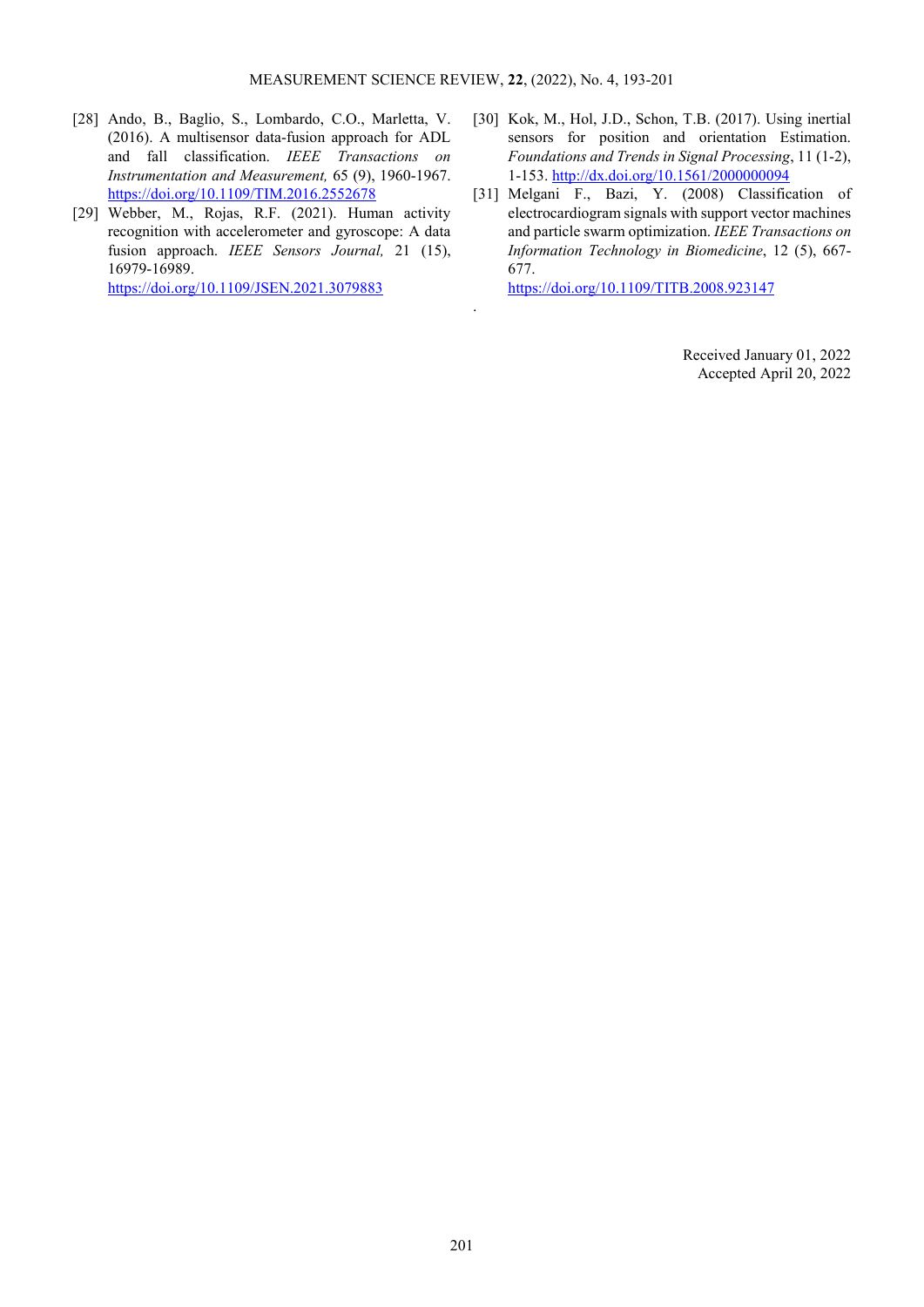[28] Ando, B., Baglio, S., Lombardo, C.O., Marletta, V. (2016). A multisensor data-fusion approach for ADL and fall classification. *IEEE Transactions on Instrumentation and Measurement,* 65 (9), 1960-1967. https://doi.org/10.1109/TIM.2016.2552678

[29] Webber, M., Rojas, R.F. (2021). Human activity recognition with accelerometer and gyroscope: A data fusion approach. *IEEE Sensors Journal,* 21 (15), 16979-16989. https://doi.org/10.1109/JSEN.2021.3079883

[30] Kok, M., Hol, J.D., Schon, T.B. (2017). Using inertial sensors for position and orientation Estimation. *Foundations and Trends in Signal Processing*, 11 (1-2), 1-153. http://dx.doi.org/10.1561/2000000094

[31] Melgani F., Bazi, Y. (2008) Classification of electrocardiogram signals with support vector machines and particle swarm optimization. *IEEE Transactions on Information Technology in Biomedicine*, 12 (5), 667-677. https://doi.org/10.1109/TITB.2008.923147

Received January 01, 2022
Accepted April 20, 2022